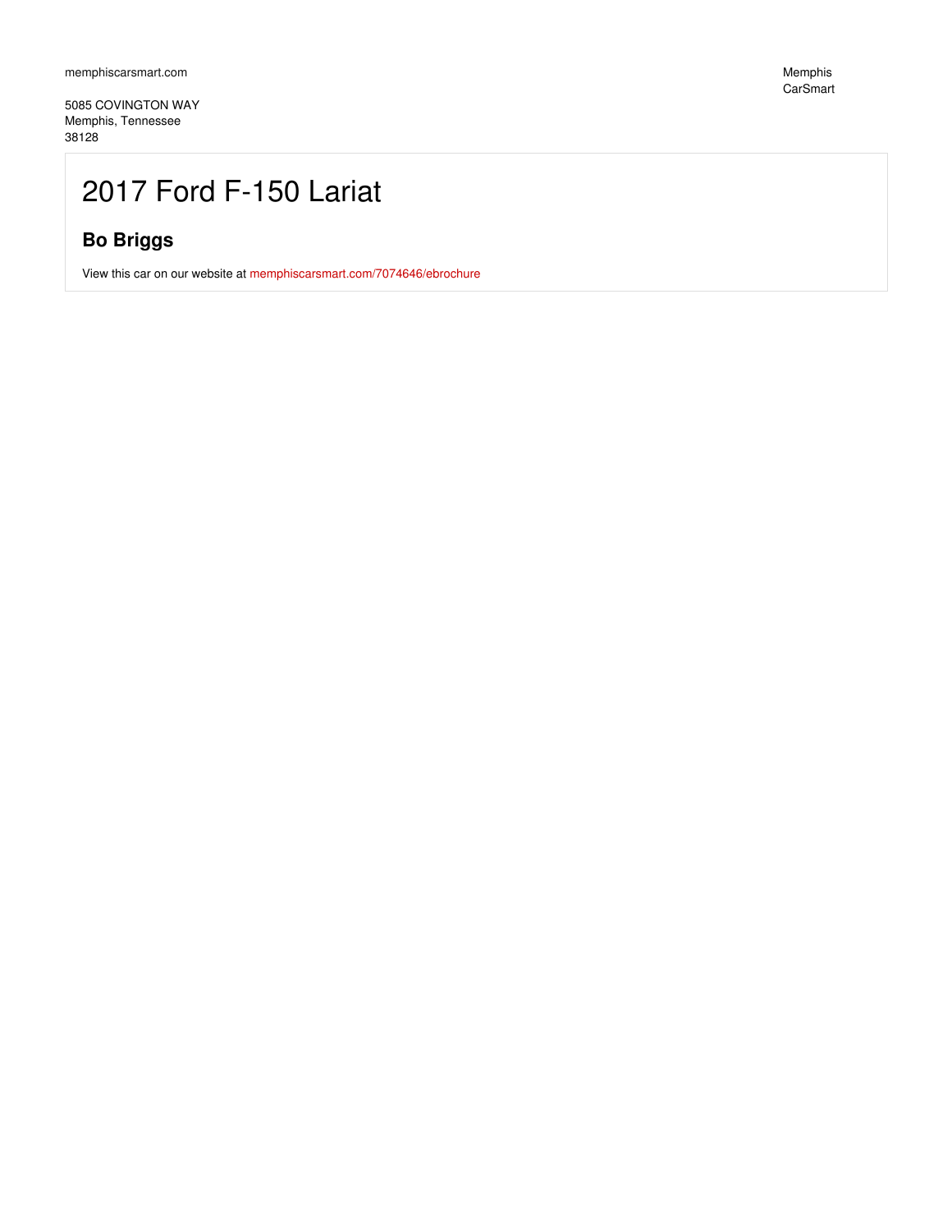memphiscarsmart.com

Memphis CarSmart

5085 COVINGTON WAY
Memphis, Tennessee
38128

# 2017 Ford F-150 Lariat

## Bo Briggs

View this car on our website at memphiscarsmart.com/7074646/ebrochure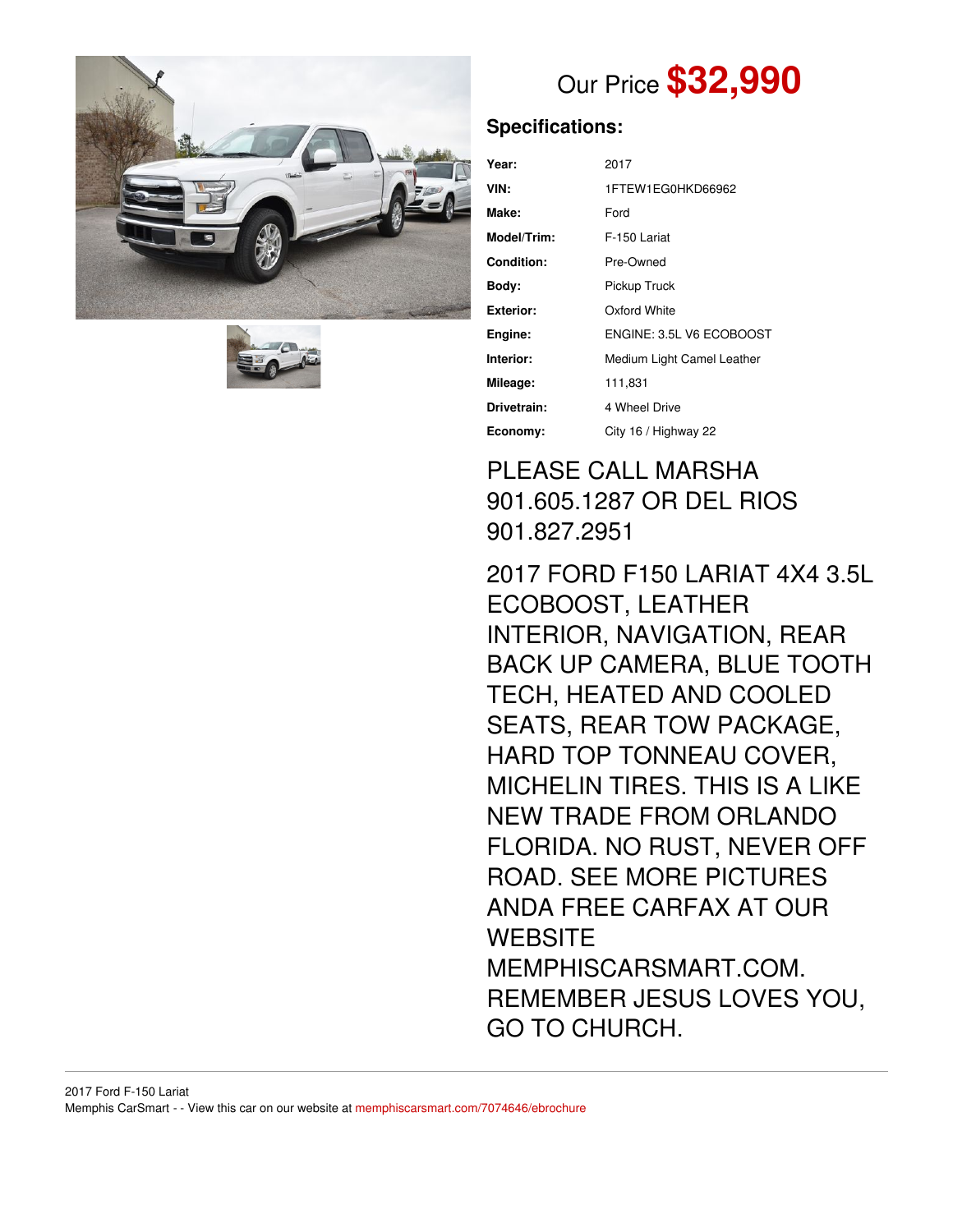Our Price **$32,990**

## Specifications:

| | |
|---|---|
| **Year:** | 2017 |
| **VIN:** | 1FTEW1EG0HKD66962 |
| **Make:** | Ford |
| **Model/Trim:** | F-150 Lariat |
| **Condition:** | Pre-Owned |
| **Body:** | Pickup Truck |
| **Exterior:** | Oxford White |
| **Engine:** | ENGINE: 3.5L V6 ECOBOOST |
| **Interior:** | Medium Light Camel Leather |
| **Mileage:** | 111,831 |
| **Drivetrain:** | 4 Wheel Drive |
| **Economy:** | City 16 / Highway 22 |

PLEASE CALL MARSHA 901.605.1287 OR DEL RIOS 901.827.2951

2017 FORD F150 LARIAT 4X4 3.5L ECOBOOST, LEATHER INTERIOR, NAVIGATION, REAR BACK UP CAMERA, BLUE TOOTH TECH, HEATED AND COOLED SEATS, REAR TOW PACKAGE, HARD TOP TONNEAU COVER, MICHELIN TIRES. THIS IS A LIKE NEW TRADE FROM ORLANDO FLORIDA. NO RUST, NEVER OFF ROAD. SEE MORE PICTURES ANDA FREE CARFAX AT OUR WEBSITE MEMPHISCARSMART.COM. REMEMBER JESUS LOVES YOU, GO TO CHURCH.

2017 Ford F-150 Lariat
Memphis CarSmart - - View this car on our website at memphiscarsmart.com/7074646/ebrochure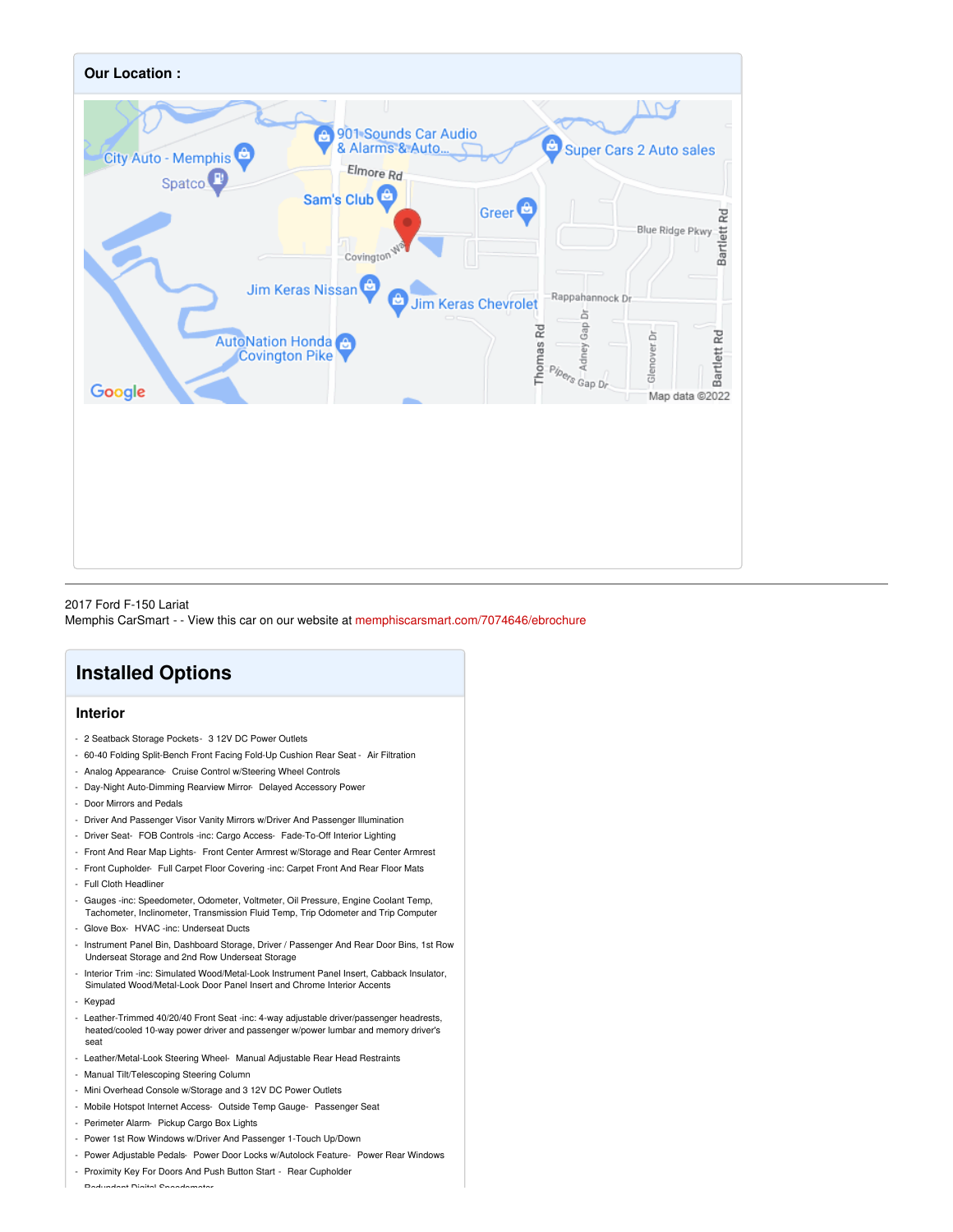## Our Location :

2017 Ford F-150 Lariat
Memphis CarSmart - - View this car on our website at memphiscarsmart.com/7074646/ebrochure

# Installed Options

## Interior

- 2 Seatback Storage Pockets- 3 12V DC Power Outlets
- 60-40 Folding Split-Bench Front Facing Fold-Up Cushion Rear Seat - Air Filtration
- Analog Appearance- Cruise Control w/Steering Wheel Controls
- Day-Night Auto-Dimming Rearview Mirror- Delayed Accessory Power
- Door Mirrors and Pedals
- Driver And Passenger Visor Vanity Mirrors w/Driver And Passenger Illumination
- Driver Seat- FOB Controls -inc: Cargo Access- Fade-To-Off Interior Lighting
- Front And Rear Map Lights- Front Center Armrest w/Storage and Rear Center Armrest
- Front Cupholder- Full Carpet Floor Covering -inc: Carpet Front And Rear Floor Mats
- Full Cloth Headliner
- Gauges -inc: Speedometer, Odometer, Voltmeter, Oil Pressure, Engine Coolant Temp, Tachometer, Inclinometer, Transmission Fluid Temp, Trip Odometer and Trip Computer
- Glove Box- HVAC -inc: Underseat Ducts
- Instrument Panel Bin, Dashboard Storage, Driver / Passenger And Rear Door Bins, 1st Row Underseat Storage and 2nd Row Underseat Storage
- Interior Trim -inc: Simulated Wood/Metal-Look Instrument Panel Insert, Cabback Insulator, Simulated Wood/Metal-Look Door Panel Insert and Chrome Interior Accents
- Keypad
- Leather-Trimmed 40/20/40 Front Seat -inc: 4-way adjustable driver/passenger headrests, heated/cooled 10-way power driver and passenger w/power lumbar and memory driver's seat
- Leather/Metal-Look Steering Wheel- Manual Adjustable Rear Head Restraints
- Manual Tilt/Telescoping Steering Column
- Mini Overhead Console w/Storage and 3 12V DC Power Outlets
- Mobile Hotspot Internet Access- Outside Temp Gauge- Passenger Seat
- Perimeter Alarm- Pickup Cargo Box Lights
- Power 1st Row Windows w/Driver And Passenger 1-Touch Up/Down
- Power Adjustable Pedals- Power Door Locks w/Autolock Feature- Power Rear Windows
- Proximity Key For Doors And Push Button Start - Rear Cupholder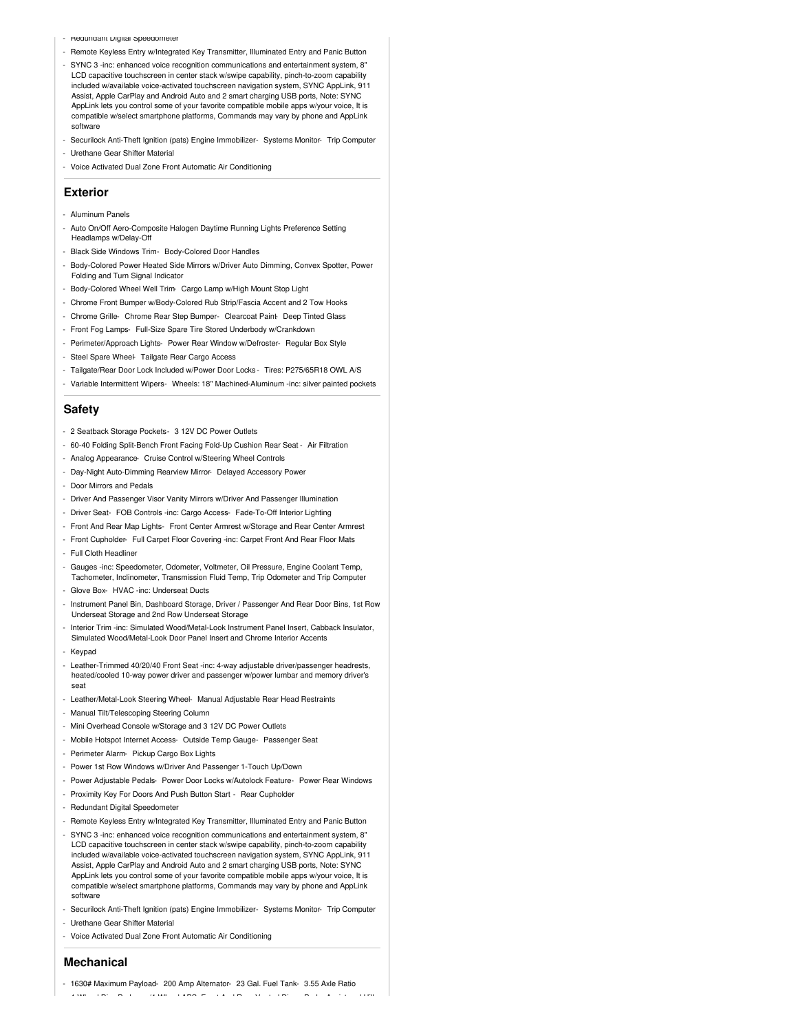- Redundant Digital Speedometer
- Remote Keyless Entry w/Integrated Key Transmitter, Illuminated Entry and Panic Button
- SYNC 3 -inc: enhanced voice recognition communications and entertainment system, 8" LCD capacitive touchscreen in center stack w/swipe capability, pinch-to-zoom capability included w/available voice-activated touchscreen navigation system, SYNC AppLink, 911 Assist, Apple CarPlay and Android Auto and 2 smart charging USB ports, Note: SYNC AppLink lets you control some of your favorite compatible mobile apps w/your voice, It is compatible w/select smartphone platforms, Commands may vary by phone and AppLink software
- Securilock Anti-Theft Ignition (pats) Engine Immobilizer- Systems Monitor- Trip Computer
- Urethane Gear Shifter Material
- Voice Activated Dual Zone Front Automatic Air Conditioning

## Exterior

- Aluminum Panels
- Auto On/Off Aero-Composite Halogen Daytime Running Lights Preference Setting Headlamps w/Delay-Off
- Black Side Windows Trim- Body-Colored Door Handles
- Body-Colored Power Heated Side Mirrors w/Driver Auto Dimming, Convex Spotter, Power Folding and Turn Signal Indicator
- Body-Colored Wheel Well Trim- Cargo Lamp w/High Mount Stop Light
- Chrome Front Bumper w/Body-Colored Rub Strip/Fascia Accent and 2 Tow Hooks
- Chrome Grille- Chrome Rear Step Bumper- Clearcoat Paint- Deep Tinted Glass
- Front Fog Lamps- Full-Size Spare Tire Stored Underbody w/Crankdown
- Perimeter/Approach Lights- Power Rear Window w/Defroster- Regular Box Style
- Steel Spare Wheel- Tailgate Rear Cargo Access
- Tailgate/Rear Door Lock Included w/Power Door Locks - Tires: P275/65R18 OWL A/S
- Variable Intermittent Wipers- Wheels: 18" Machined-Aluminum -inc: silver painted pockets

## Safety

- 2 Seatback Storage Pockets- 3 12V DC Power Outlets
- 60-40 Folding Split-Bench Front Facing Fold-Up Cushion Rear Seat - Air Filtration
- Analog Appearance- Cruise Control w/Steering Wheel Controls
- Day-Night Auto-Dimming Rearview Mirror- Delayed Accessory Power
- Door Mirrors and Pedals
- Driver And Passenger Visor Vanity Mirrors w/Driver And Passenger Illumination
- Driver Seat- FOB Controls -inc: Cargo Access- Fade-To-Off Interior Lighting
- Front And Rear Map Lights- Front Center Armrest w/Storage and Rear Center Armrest
- Front Cupholder- Full Carpet Floor Covering -inc: Carpet Front And Rear Floor Mats
- Full Cloth Headliner
- Gauges -inc: Speedometer, Odometer, Voltmeter, Oil Pressure, Engine Coolant Temp, Tachometer, Inclinometer, Transmission Fluid Temp, Trip Odometer and Trip Computer
- Glove Box- HVAC -inc: Underseat Ducts
- Instrument Panel Bin, Dashboard Storage, Driver / Passenger And Rear Door Bins, 1st Row Underseat Storage and 2nd Row Underseat Storage
- Interior Trim -inc: Simulated Wood/Metal-Look Instrument Panel Insert, Cabback Insulator, Simulated Wood/Metal-Look Door Panel Insert and Chrome Interior Accents
- Keypad
- Leather-Trimmed 40/20/40 Front Seat -inc: 4-way adjustable driver/passenger headrests, heated/cooled 10-way power driver and passenger w/power lumbar and memory driver's seat
- Leather/Metal-Look Steering Wheel- Manual Adjustable Rear Head Restraints
- Manual Tilt/Telescoping Steering Column
- Mini Overhead Console w/Storage and 3 12V DC Power Outlets
- Mobile Hotspot Internet Access- Outside Temp Gauge- Passenger Seat
- Perimeter Alarm- Pickup Cargo Box Lights
- Power 1st Row Windows w/Driver And Passenger 1-Touch Up/Down
- Power Adjustable Pedals- Power Door Locks w/Autolock Feature- Power Rear Windows
- Proximity Key For Doors And Push Button Start - Rear Cupholder
- Redundant Digital Speedometer
- Remote Keyless Entry w/Integrated Key Transmitter, Illuminated Entry and Panic Button
- SYNC 3 -inc: enhanced voice recognition communications and entertainment system, 8" LCD capacitive touchscreen in center stack w/swipe capability, pinch-to-zoom capability included w/available voice-activated touchscreen navigation system, SYNC AppLink, 911 Assist, Apple CarPlay and Android Auto and 2 smart charging USB ports, Note: SYNC AppLink lets you control some of your favorite compatible mobile apps w/your voice, It is compatible w/select smartphone platforms, Commands may vary by phone and AppLink software
- Securilock Anti-Theft Ignition (pats) Engine Immobilizer- Systems Monitor- Trip Computer
- Urethane Gear Shifter Material
- Voice Activated Dual Zone Front Automatic Air Conditioning

## Mechanical

- 1630# Maximum Payload- 200 Amp Alternator- 23 Gal. Fuel Tank- 3.55 Axle Ratio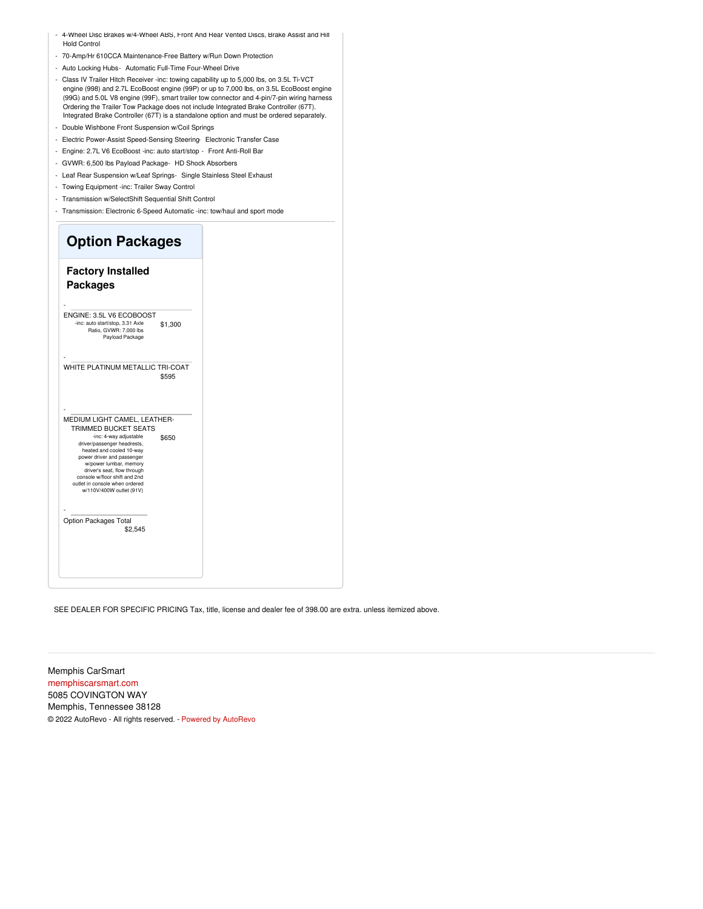- 4-Wheel Disc Brakes w/4-Wheel ABS, Front And Rear Vented Discs, Brake Assist and Hill Hold Control
- 70-Amp/Hr 610CCA Maintenance-Free Battery w/Run Down Protection
- Auto Locking Hubs- Automatic Full-Time Four-Wheel Drive
- Class IV Trailer Hitch Receiver -inc: towing capability up to 5,000 lbs, on 3.5L Ti-VCT engine (998) and 2.7L EcoBoost engine (99P) or up to 7,000 lbs, on 3.5L EcoBoost engine (99G) and 5.0L V8 engine (99F), smart trailer tow connector and 4-pin/7-pin wiring harness Ordering the Trailer Tow Package does not include Integrated Brake Controller (67T). Integrated Brake Controller (67T) is a standalone option and must be ordered separately.
- Double Wishbone Front Suspension w/Coil Springs
- Electric Power-Assist Speed-Sensing Steering- Electronic Transfer Case
- Engine: 2.7L V6 EcoBoost -inc: auto start/stop - Front Anti-Roll Bar
- GVWR: 6,500 lbs Payload Package- HD Shock Absorbers
- Leaf Rear Suspension w/Leaf Springs- Single Stainless Steel Exhaust
- Towing Equipment -inc: Trailer Sway Control
- Transmission w/SelectShift Sequential Shift Control
- Transmission: Electronic 6-Speed Automatic -inc: tow/haul and sport mode

## Option Packages

### Factory Installed Packages

| | |
|---|---|
| ENGINE: 3.5L V6 ECOBOOST<br>-inc: auto start/stop, 3.31 Axle Ratio, GVWR: 7,000 lbs Payload Package | $1,300 |
| WHITE PLATINUM METALLIC TRI-COAT | $595 |
| MEDIUM LIGHT CAMEL, LEATHER-TRIMMED BUCKET SEATS<br>-inc: 4-way adjustable driver/passenger headrests, heated and cooled 10-way power driver and passenger w/power lumbar, memory driver's seat, flow through console w/floor shift and 2nd outlet in console when ordered w/110V/400W outlet (91V) | $650 |
| Option Packages Total | $2,545 |

SEE DEALER FOR SPECIFIC PRICING Tax, title, license and dealer fee of 398.00 are extra. unless itemized above.

Memphis CarSmart
memphiscarsmart.com
5085 COVINGTON WAY
Memphis, Tennessee 38128
© 2022 AutoRevo - All rights reserved. - Powered by AutoRevo